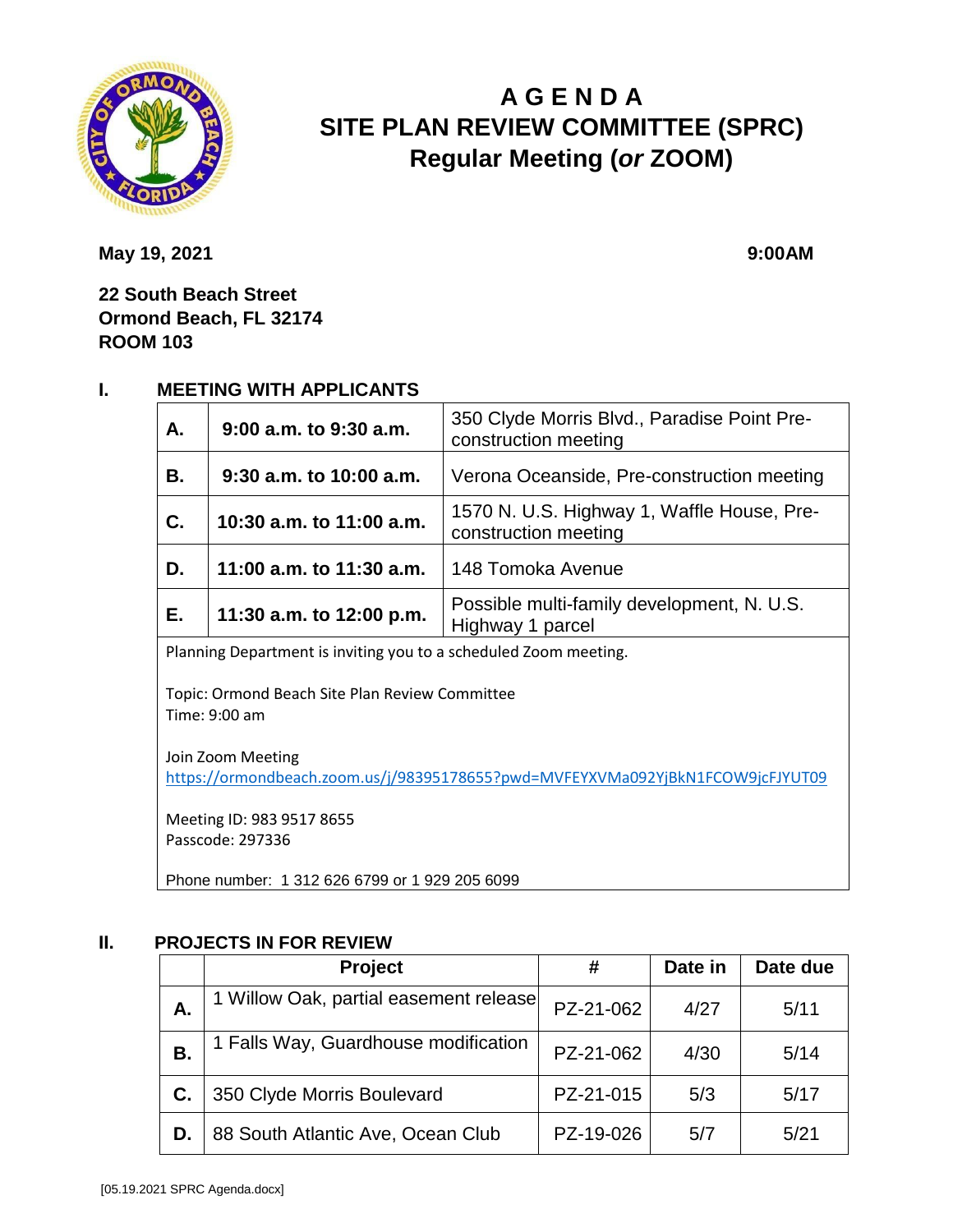# A G E N D A
# SITE PLAN REVIEW COMMITTEE (SPRC)
## Regular Meeting (*or* ZOOM)

**May 19, 2021** **9:00AM**

**22 South Beach Street**
**Ormond Beach, FL 32174**
**ROOM 103**

## I. MEETING WITH APPLICANTS

| | | |
|---|---|---|
| **A.** | **9:00 a.m. to 9:30 a.m.** | 350 Clyde Morris Blvd., Paradise Point Pre-construction meeting |
| **B.** | **9:30 a.m. to 10:00 a.m.** | Verona Oceanside, Pre-construction meeting |
| **C.** | **10:30 a.m. to 11:00 a.m.** | 1570 N. U.S. Highway 1, Waffle House, Pre-construction meeting |
| **D.** | **11:00 a.m. to 11:30 a.m.** | 148 Tomoka Avenue |
| **E.** | **11:30 a.m. to 12:00 p.m.** | Possible multi-family development, N. U.S. Highway 1 parcel |

Planning Department is inviting you to a scheduled Zoom meeting.

Topic: Ormond Beach Site Plan Review Committee
Time: 9:00 am

Join Zoom Meeting
https://ormondbeach.zoom.us/j/98395178655?pwd=MVFEYXVMa092YjBkN1FCOW9jcFJYUT09

Meeting ID: 983 9517 8655
Passcode: 297336

Phone number: 1 312 626 6799 or 1 929 205 6099

## II. PROJECTS IN FOR REVIEW

| | Project | # | Date in | Date due |
|---|---|---|---|---|
| **A.** | 1 Willow Oak, partial easement release | PZ-21-062 | 4/27 | 5/11 |
| **B.** | 1 Falls Way, Guardhouse modification | PZ-21-062 | 4/30 | 5/14 |
| **C.** | 350 Clyde Morris Boulevard | PZ-21-015 | 5/3 | 5/17 |
| **D.** | 88 South Atlantic Ave, Ocean Club | PZ-19-026 | 5/7 | 5/21 |

[05.19.2021 SPRC Agenda.docx]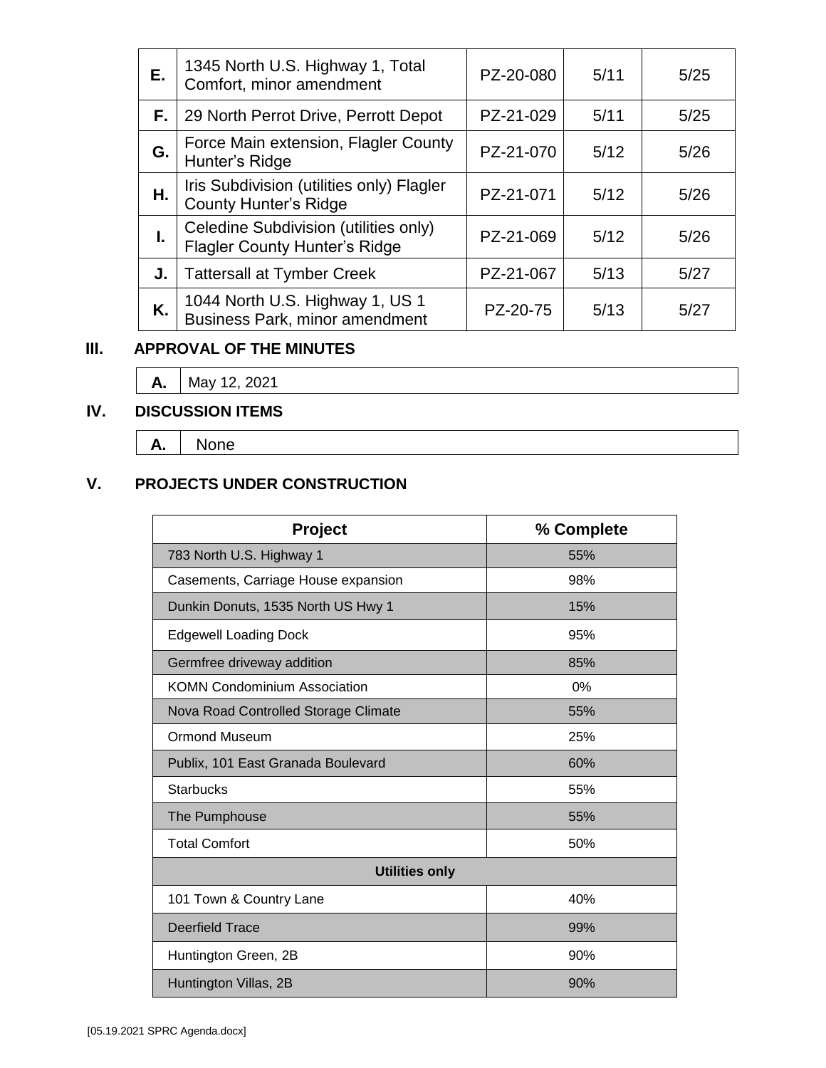| | | | | |
|---|---|---|---|---|
| **E.** | 1345 North U.S. Highway 1, Total Comfort, minor amendment | PZ-20-080 | 5/11 | 5/25 |
| **F.** | 29 North Perrot Drive, Perrott Depot | PZ-21-029 | 5/11 | 5/25 |
| **G.** | Force Main extension, Flagler County Hunter's Ridge | PZ-21-070 | 5/12 | 5/26 |
| **H.** | Iris Subdivision (utilities only) Flagler County Hunter's Ridge | PZ-21-071 | 5/12 | 5/26 |
| **I.** | Celedine Subdivision (utilities only) Flagler County Hunter's Ridge | PZ-21-069 | 5/12 | 5/26 |
| **J.** | Tattersall at Tymber Creek | PZ-21-067 | 5/13 | 5/27 |
| **K.** | 1044 North U.S. Highway 1, US 1 Business Park, minor amendment | PZ-20-75 | 5/13 | 5/27 |

## III. APPROVAL OF THE MINUTES

| | |
|---|---|
| **A.** | May 12, 2021 |

## IV. DISCUSSION ITEMS

| | |
|---|---|
| **A.** | None |

## V. PROJECTS UNDER CONSTRUCTION

| Project | % Complete |
|---|---|
| 783 North U.S. Highway 1 | 55% |
| Casements, Carriage House expansion | 98% |
| Dunkin Donuts, 1535 North US Hwy 1 | 15% |
| Edgewell Loading Dock | 95% |
| Germfree driveway addition | 85% |
| KOMN Condominium Association | 0% |
| Nova Road Controlled Storage Climate | 55% |
| Ormond Museum | 25% |
| Publix, 101 East Granada Boulevard | 60% |
| Starbucks | 55% |
| The Pumphouse | 55% |
| Total Comfort | 50% |
| **Utilities only** | |
| 101 Town & Country Lane | 40% |
| Deerfield Trace | 99% |
| Huntington Green, 2B | 90% |
| Huntington Villas, 2B | 90% |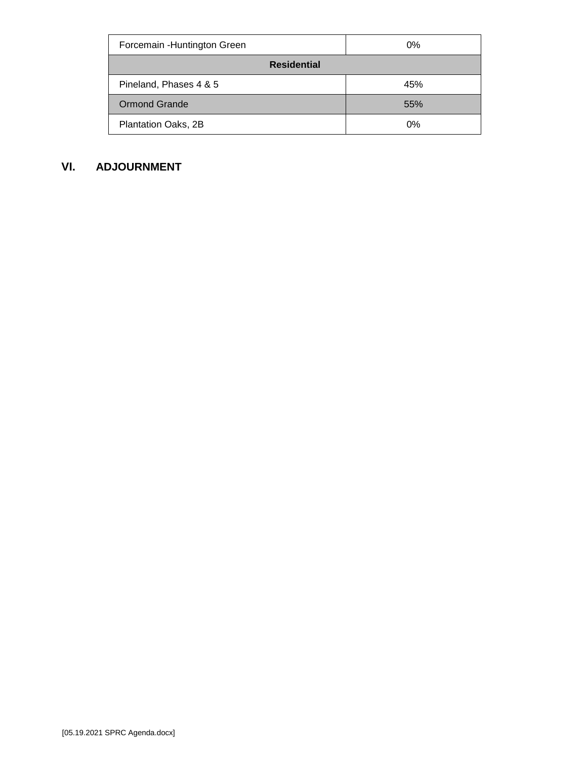| | |
|---|---|
| Forcemain -Huntington Green | 0% |
| **Residential** | |
| Pineland, Phases 4 & 5 | 45% |
| Ormond Grande | 55% |
| Plantation Oaks, 2B | 0% |

## VI. ADJOURNMENT